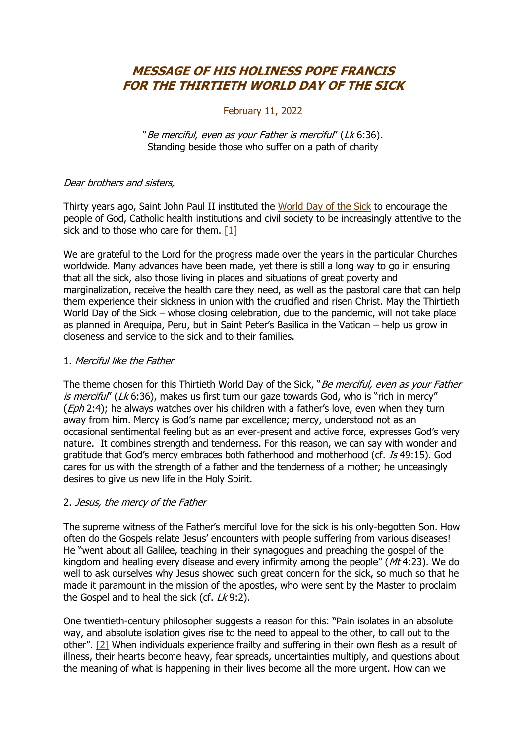# MESSAGE OF HIS HOLINESS POPE FRANCIS FOR THE THIRTIETH WORLD DAY OF THE SICK

February 11, 2022

"*Be merciful, even as your Father is merciful*" (*Lk* 6:36).
Standing beside those who suffer on a path of charity

*Dear brothers and sisters,*

Thirty years ago, Saint John Paul II instituted the World Day of the Sick to encourage the people of God, Catholic health institutions and civil society to be increasingly attentive to the sick and to those who care for them. [1]

We are grateful to the Lord for the progress made over the years in the particular Churches worldwide. Many advances have been made, yet there is still a long way to go in ensuring that all the sick, also those living in places and situations of great poverty and marginalization, receive the health care they need, as well as the pastoral care that can help them experience their sickness in union with the crucified and risen Christ. May the Thirtieth World Day of the Sick – whose closing celebration, due to the pandemic, will not take place as planned in Arequipa, Peru, but in Saint Peter's Basilica in the Vatican – help us grow in closeness and service to the sick and to their families.

1. *Merciful like the Father*

The theme chosen for this Thirtieth World Day of the Sick, "*Be merciful, even as your Father is merciful*" (*Lk* 6:36), makes us first turn our gaze towards God, who is "rich in mercy" (*Eph* 2:4); he always watches over his children with a father's love, even when they turn away from him. Mercy is God's name par excellence; mercy, understood not as an occasional sentimental feeling but as an ever-present and active force, expresses God's very nature. It combines strength and tenderness. For this reason, we can say with wonder and gratitude that God's mercy embraces both fatherhood and motherhood (cf. *Is* 49:15). God cares for us with the strength of a father and the tenderness of a mother; he unceasingly desires to give us new life in the Holy Spirit.

2. *Jesus, the mercy of the Father*

The supreme witness of the Father's merciful love for the sick is his only-begotten Son. How often do the Gospels relate Jesus' encounters with people suffering from various diseases! He "went about all Galilee, teaching in their synagogues and preaching the gospel of the kingdom and healing every disease and every infirmity among the people" (*Mt* 4:23). We do well to ask ourselves why Jesus showed such great concern for the sick, so much so that he made it paramount in the mission of the apostles, who were sent by the Master to proclaim the Gospel and to heal the sick (cf. *Lk* 9:2).

One twentieth-century philosopher suggests a reason for this: "Pain isolates in an absolute way, and absolute isolation gives rise to the need to appeal to the other, to call out to the other". [2] When individuals experience frailty and suffering in their own flesh as a result of illness, their hearts become heavy, fear spreads, uncertainties multiply, and questions about the meaning of what is happening in their lives become all the more urgent. How can we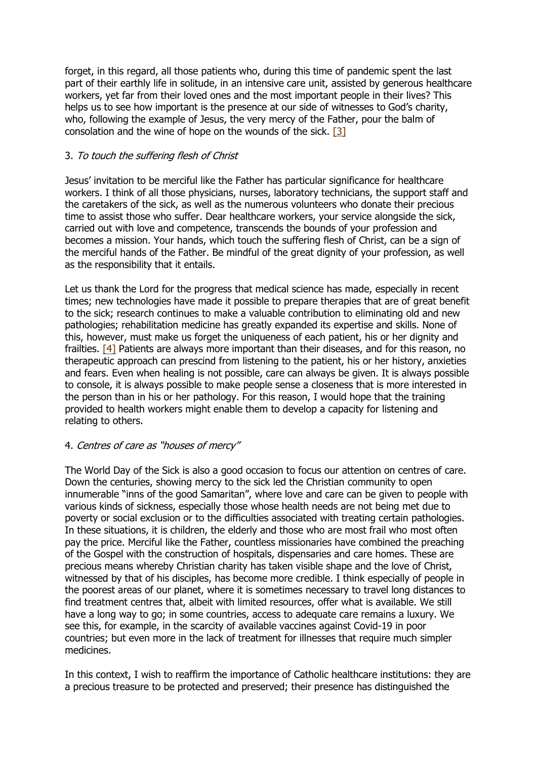forget, in this regard, all those patients who, during this time of pandemic spent the last part of their earthly life in solitude, in an intensive care unit, assisted by generous healthcare workers, yet far from their loved ones and the most important people in their lives? This helps us to see how important is the presence at our side of witnesses to God's charity, who, following the example of Jesus, the very mercy of the Father, pour the balm of consolation and the wine of hope on the wounds of the sick. [3]

3. *To touch the suffering flesh of Christ*

Jesus' invitation to be merciful like the Father has particular significance for healthcare workers. I think of all those physicians, nurses, laboratory technicians, the support staff and the caretakers of the sick, as well as the numerous volunteers who donate their precious time to assist those who suffer. Dear healthcare workers, your service alongside the sick, carried out with love and competence, transcends the bounds of your profession and becomes a mission. Your hands, which touch the suffering flesh of Christ, can be a sign of the merciful hands of the Father. Be mindful of the great dignity of your profession, as well as the responsibility that it entails.

Let us thank the Lord for the progress that medical science has made, especially in recent times; new technologies have made it possible to prepare therapies that are of great benefit to the sick; research continues to make a valuable contribution to eliminating old and new pathologies; rehabilitation medicine has greatly expanded its expertise and skills. None of this, however, must make us forget the uniqueness of each patient, his or her dignity and frailties. [4] Patients are always more important than their diseases, and for this reason, no therapeutic approach can prescind from listening to the patient, his or her history, anxieties and fears. Even when healing is not possible, care can always be given. It is always possible to console, it is always possible to make people sense a closeness that is more interested in the person than in his or her pathology. For this reason, I would hope that the training provided to health workers might enable them to develop a capacity for listening and relating to others.

4. *Centres of care as "houses of mercy"*

The World Day of the Sick is also a good occasion to focus our attention on centres of care. Down the centuries, showing mercy to the sick led the Christian community to open innumerable "inns of the good Samaritan", where love and care can be given to people with various kinds of sickness, especially those whose health needs are not being met due to poverty or social exclusion or to the difficulties associated with treating certain pathologies. In these situations, it is children, the elderly and those who are most frail who most often pay the price. Merciful like the Father, countless missionaries have combined the preaching of the Gospel with the construction of hospitals, dispensaries and care homes. These are precious means whereby Christian charity has taken visible shape and the love of Christ, witnessed by that of his disciples, has become more credible. I think especially of people in the poorest areas of our planet, where it is sometimes necessary to travel long distances to find treatment centres that, albeit with limited resources, offer what is available. We still have a long way to go; in some countries, access to adequate care remains a luxury. We see this, for example, in the scarcity of available vaccines against Covid-19 in poor countries; but even more in the lack of treatment for illnesses that require much simpler medicines.

In this context, I wish to reaffirm the importance of Catholic healthcare institutions: they are a precious treasure to be protected and preserved; their presence has distinguished the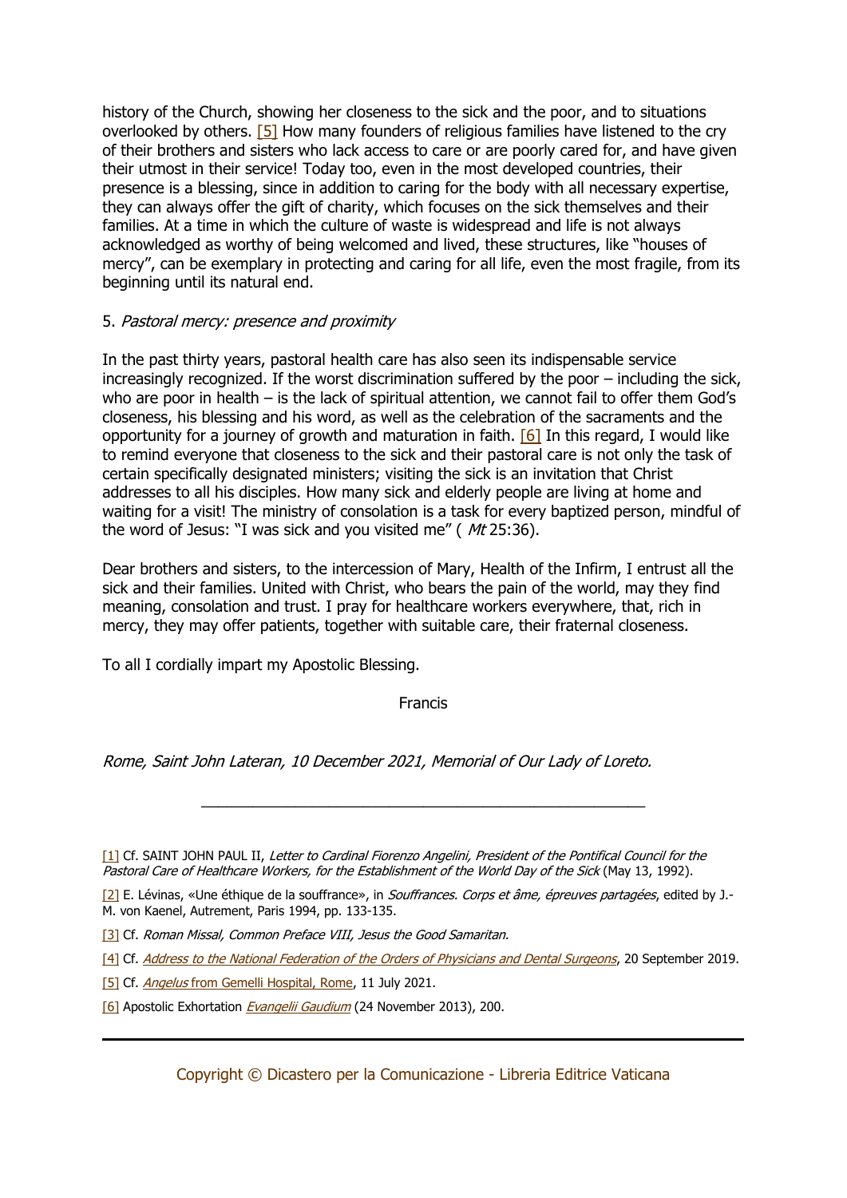history of the Church, showing her closeness to the sick and the poor, and to situations overlooked by others. [5] How many founders of religious families have listened to the cry of their brothers and sisters who lack access to care or are poorly cared for, and have given their utmost in their service! Today too, even in the most developed countries, their presence is a blessing, since in addition to caring for the body with all necessary expertise, they can always offer the gift of charity, which focuses on the sick themselves and their families. At a time in which the culture of waste is widespread and life is not always acknowledged as worthy of being welcomed and lived, these structures, like "houses of mercy", can be exemplary in protecting and caring for all life, even the most fragile, from its beginning until its natural end.

5. *Pastoral mercy: presence and proximity*

In the past thirty years, pastoral health care has also seen its indispensable service increasingly recognized. If the worst discrimination suffered by the poor – including the sick, who are poor in health – is the lack of spiritual attention, we cannot fail to offer them God's closeness, his blessing and his word, as well as the celebration of the sacraments and the opportunity for a journey of growth and maturation in faith. [6] In this regard, I would like to remind everyone that closeness to the sick and their pastoral care is not only the task of certain specifically designated ministers; visiting the sick is an invitation that Christ addresses to all his disciples. How many sick and elderly people are living at home and waiting for a visit! The ministry of consolation is a task for every baptized person, mindful of the word of Jesus: "I was sick and you visited me" ( *Mt* 25:36).

Dear brothers and sisters, to the intercession of Mary, Health of the Infirm, I entrust all the sick and their families. United with Christ, who bears the pain of the world, may they find meaning, consolation and trust. I pray for healthcare workers everywhere, that, rich in mercy, they may offer patients, together with suitable care, their fraternal closeness.

To all I cordially impart my Apostolic Blessing.

Francis

*Rome, Saint John Lateran, 10 December 2021, Memorial of Our Lady of Loreto.*

---

[1] Cf. SAINT JOHN PAUL II, *Letter to Cardinal Fiorenzo Angelini, President of the Pontifical Council for the Pastoral Care of Healthcare Workers, for the Establishment of the World Day of the Sick* (May 13, 1992).

[2] E. Lévinas, «Une éthique de la souffrance», in *Souffrances. Corps et âme, épreuves partagées*, edited by J.-M. von Kaenel, Autrement, Paris 1994, pp. 133-135.

[3] Cf. *Roman Missal, Common Preface VIII, Jesus the Good Samaritan.*

[4] Cf. *Address to the National Federation of the Orders of Physicians and Dental Surgeons*, 20 September 2019.

[5] Cf. *Angelus* from Gemelli Hospital, Rome, 11 July 2021.

[6] Apostolic Exhortation *Evangelii Gaudium* (24 November 2013), 200.

Copyright © Dicastero per la Comunicazione - Libreria Editrice Vaticana